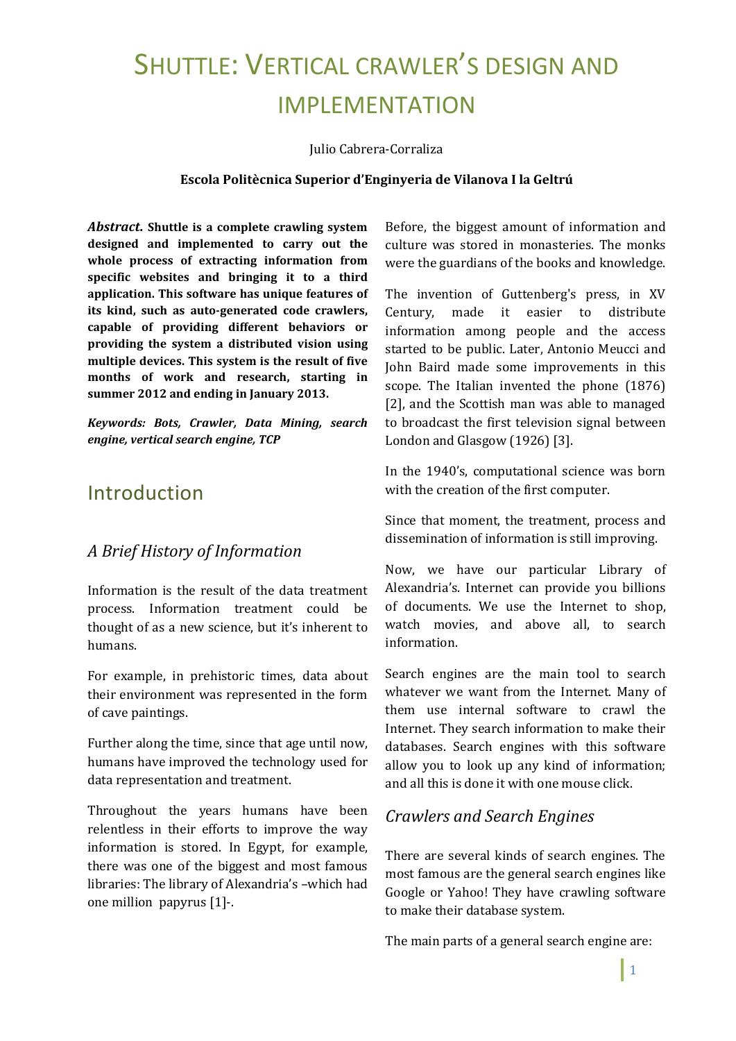# SHUTTLE: VERTICAL CRAWLER'S DESIGN AND IMPLEMENTATION

Julio Cabrera-Corraliza

**Escola Politècnica Superior d'Enginyeria de Vilanova I la Geltrú**

***Abstract*. Shuttle is a complete crawling system designed and implemented to carry out the whole process of extracting information from specific websites and bringing it to a third application. This software has unique features of its kind, such as auto-generated code crawlers, capable of providing different behaviors or providing the system a distributed vision using multiple devices. This system is the result of five months of work and research, starting in summer 2012 and ending in January 2013.**

***Keywords: Bots, Crawler, Data Mining, search engine, vertical search engine, TCP***

## Introduction

### *A Brief History of Information*

Information is the result of the data treatment process. Information treatment could be thought of as a new science, but it's inherent to humans.

For example, in prehistoric times, data about their environment was represented in the form of cave paintings.

Further along the time, since that age until now, humans have improved the technology used for data representation and treatment.

Throughout the years humans have been relentless in their efforts to improve the way information is stored. In Egypt, for example, there was one of the biggest and most famous libraries: The library of Alexandria's –which had one million papyrus [1]-.

Before, the biggest amount of information and culture was stored in monasteries. The monks were the guardians of the books and knowledge.

The invention of Guttenberg's press, in XV Century, made it easier to distribute information among people and the access started to be public. Later, Antonio Meucci and John Baird made some improvements in this scope. The Italian invented the phone (1876) [2], and the Scottish man was able to managed to broadcast the first television signal between London and Glasgow (1926) [3].

In the 1940's, computational science was born with the creation of the first computer.

Since that moment, the treatment, process and dissemination of information is still improving.

Now, we have our particular Library of Alexandria's. Internet can provide you billions of documents. We use the Internet to shop, watch movies, and above all, to search information.

Search engines are the main tool to search whatever we want from the Internet. Many of them use internal software to crawl the Internet. They search information to make their databases. Search engines with this software allow you to look up any kind of information; and all this is done it with one mouse click.

### *Crawlers and Search Engines*

There are several kinds of search engines. The most famous are the general search engines like Google or Yahoo! They have crawling software to make their database system.

The main parts of a general search engine are: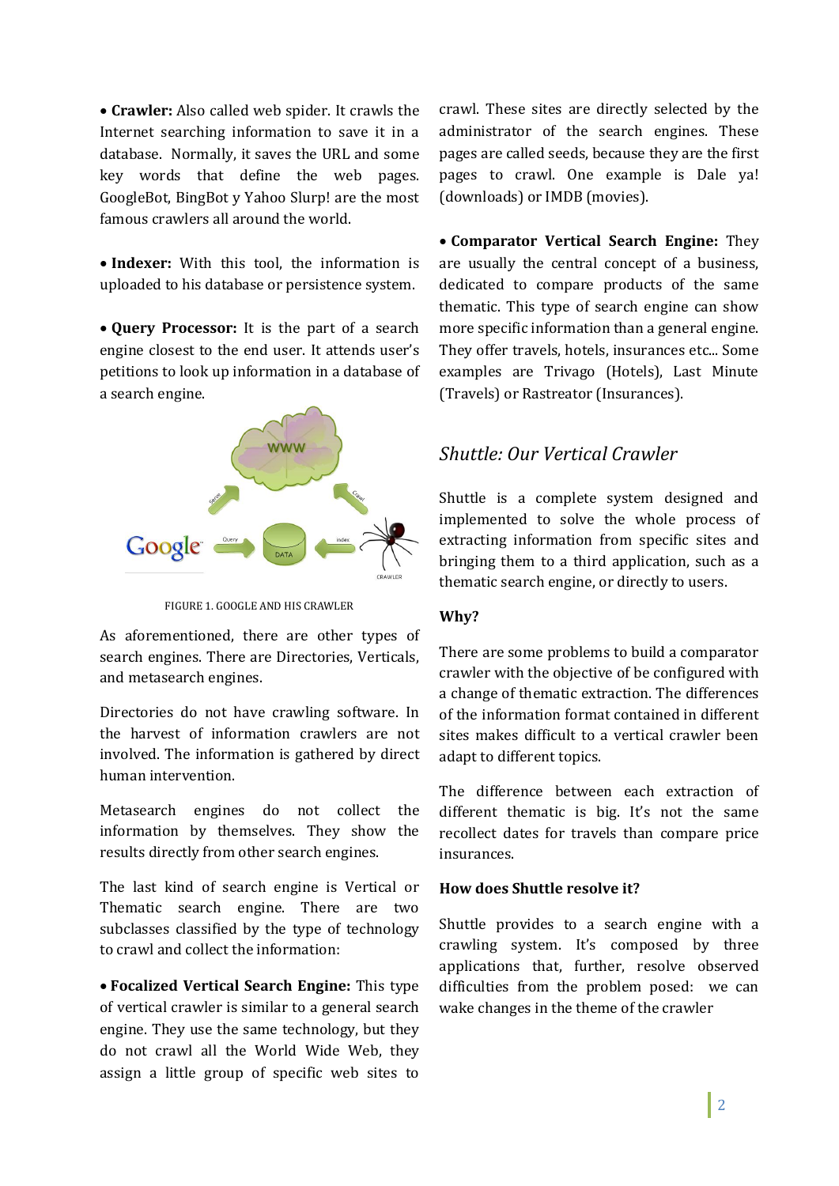- **Crawler:** Also called web spider. It crawls the Internet searching information to save it in a database. Normally, it saves the URL and some key words that define the web pages. GoogleBot, BingBot y Yahoo Slurp! are the most famous crawlers all around the world.

- **Indexer:** With this tool, the information is uploaded to his database or persistence system.

- **Query Processor:** It is the part of a search engine closest to the end user. It attends user's petitions to look up information in a database of a search engine.

FIGURE 1. GOOGLE AND HIS CRAWLER

As aforementioned, there are other types of search engines. There are Directories, Verticals, and metasearch engines.

Directories do not have crawling software. In the harvest of information crawlers are not involved. The information is gathered by direct human intervention.

Metasearch engines do not collect the information by themselves. They show the results directly from other search engines.

The last kind of search engine is Vertical or Thematic search engine. There are two subclasses classified by the type of technology to crawl and collect the information:

- **Focalized Vertical Search Engine:** This type of vertical crawler is similar to a general search engine. They use the same technology, but they do not crawl all the World Wide Web, they assign a little group of specific web sites to crawl. These sites are directly selected by the administrator of the search engines. These pages are called seeds, because they are the first pages to crawl. One example is Dale ya! (downloads) or IMDB (movies).

- **Comparator Vertical Search Engine:** They are usually the central concept of a business, dedicated to compare products of the same thematic. This type of search engine can show more specific information than a general engine. They offer travels, hotels, insurances etc... Some examples are Trivago (Hotels), Last Minute (Travels) or Rastreator (Insurances).

## *Shuttle: Our Vertical Crawler*

Shuttle is a complete system designed and implemented to solve the whole process of extracting information from specific sites and bringing them to a third application, such as a thematic search engine, or directly to users.

### Why?

There are some problems to build a comparator crawler with the objective of be configured with a change of thematic extraction. The differences of the information format contained in different sites makes difficult to a vertical crawler been adapt to different topics.

The difference between each extraction of different thematic is big. It's not the same recollect dates for travels than compare price insurances.

### How does Shuttle resolve it?

Shuttle provides to a search engine with a crawling system. It's composed by three applications that, further, resolve observed difficulties from the problem posed: we can wake changes in the theme of the crawler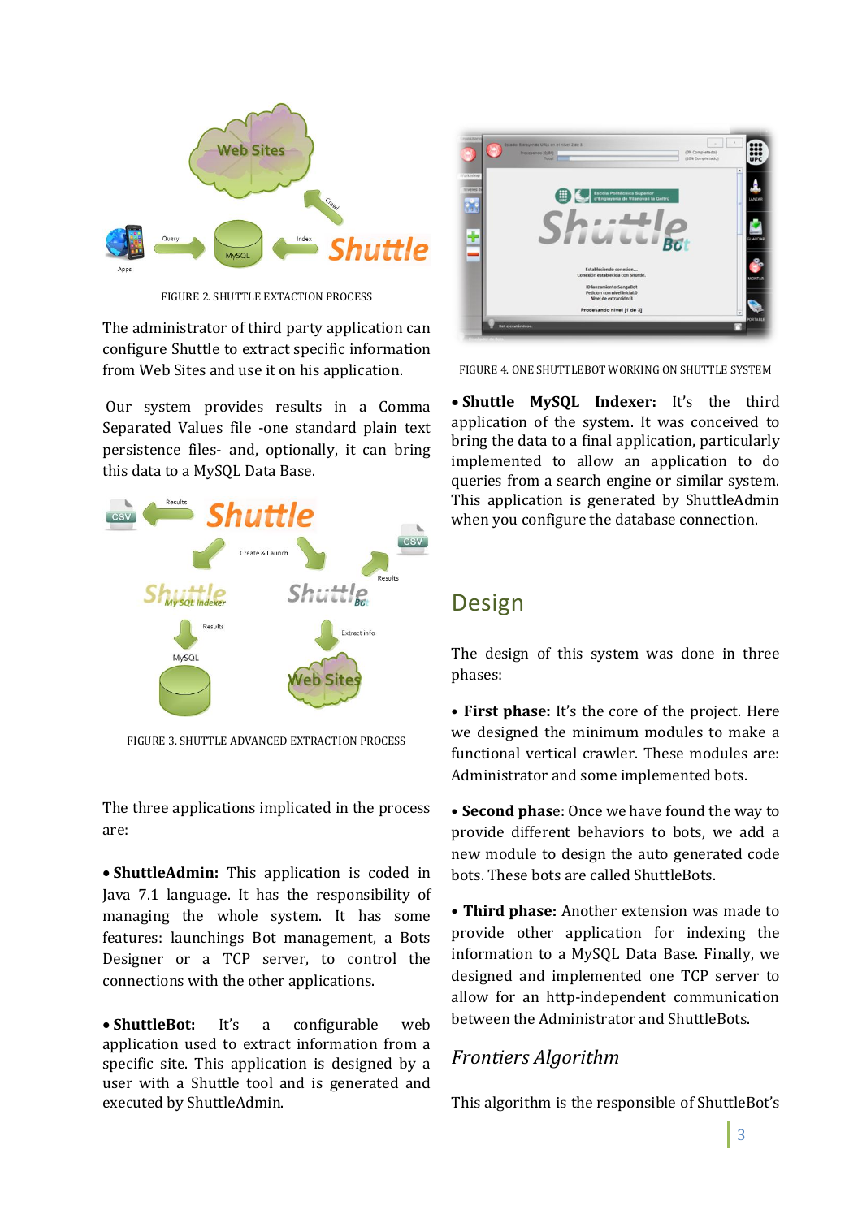FIGURE 2. SHUTTLE EXTACTION PROCESS

The administrator of third party application can configure Shuttle to extract specific information from Web Sites and use it on his application.

Our system provides results in a Comma Separated Values file -one standard plain text persistence files- and, optionally, it can bring this data to a MySQL Data Base.

FIGURE 3. SHUTTLE ADVANCED EXTRACTION PROCESS

The three applications implicated in the process are:

- **ShuttleAdmin:** This application is coded in Java 7.1 language. It has the responsibility of managing the whole system. It has some features: launchings Bot management, a Bots Designer or a TCP server, to control the connections with the other applications.

- **ShuttleBot:** It's a configurable web application used to extract information from a specific site. This application is designed by a user with a Shuttle tool and is generated and executed by ShuttleAdmin.

FIGURE 4. ONE SHUTTLEBOT WORKING ON SHUTTLE SYSTEM

- **Shuttle MySQL Indexer:** It's the third application of the system. It was conceived to bring the data to a final application, particularly implemented to allow an application to do queries from a search engine or similar system. This application is generated by ShuttleAdmin when you configure the database connection.

## Design

The design of this system was done in three phases:

- **First phase:** It's the core of the project. Here we designed the minimum modules to make a functional vertical crawler. These modules are: Administrator and some implemented bots.

- **Second phase**: Once we have found the way to provide different behaviors to bots, we add a new module to design the auto generated code bots. These bots are called ShuttleBots.

- **Third phase:** Another extension was made to provide other application for indexing the information to a MySQL Data Base. Finally, we designed and implemented one TCP server to allow for an http-independent communication between the Administrator and ShuttleBots.

### *Frontiers Algorithm*

This algorithm is the responsible of ShuttleBot's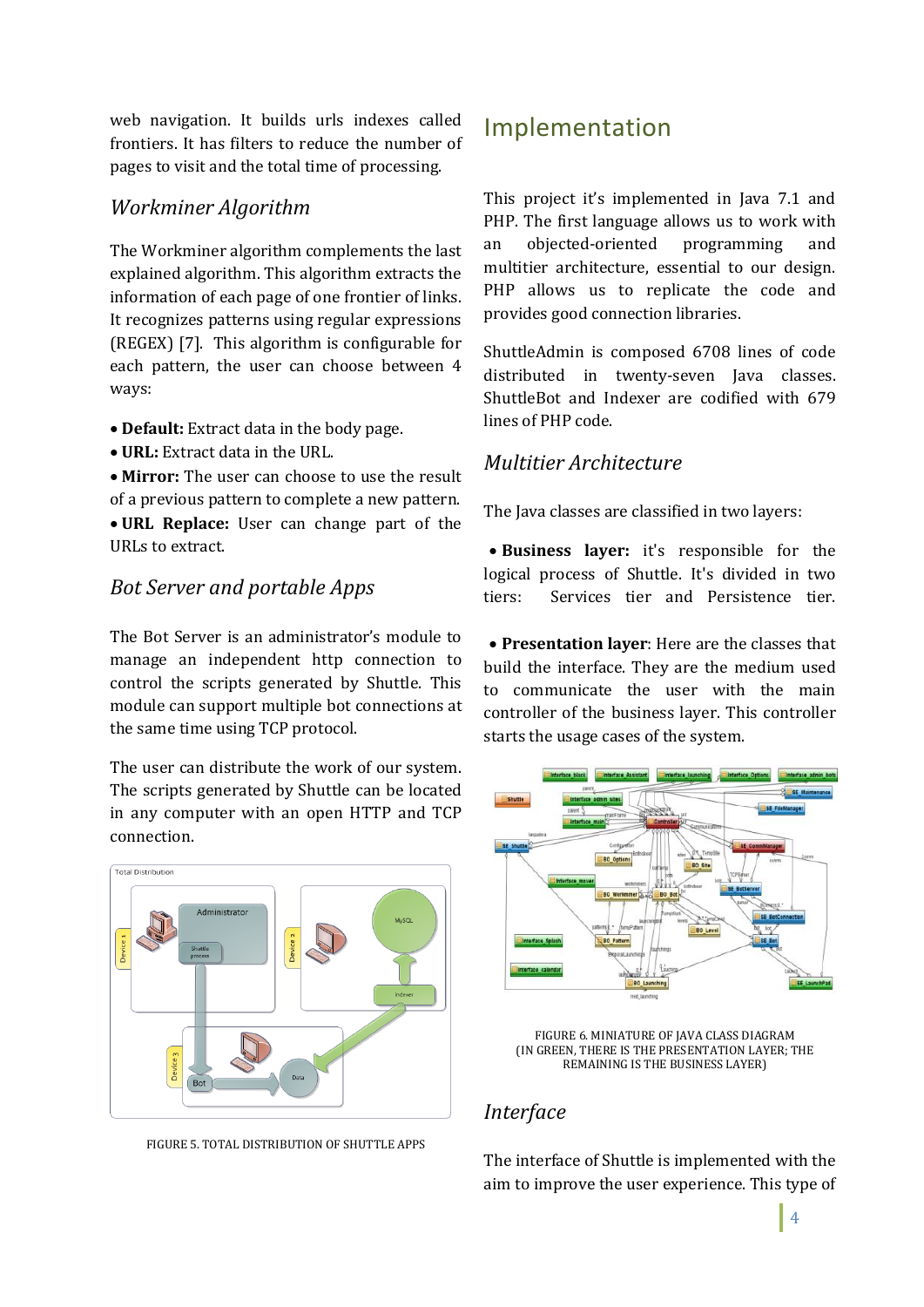web navigation. It builds urls indexes called frontiers. It has filters to reduce the number of pages to visit and the total time of processing.

### *Workminer Algorithm*

The Workminer algorithm complements the last explained algorithm. This algorithm extracts the information of each page of one frontier of links. It recognizes patterns using regular expressions (REGEX) [7]. This algorithm is configurable for each pattern, the user can choose between 4 ways:

- **Default:** Extract data in the body page.
- **URL:** Extract data in the URL.
- **Mirror:** The user can choose to use the result of a previous pattern to complete a new pattern.
- **URL Replace:** User can change part of the URLs to extract.

### *Bot Server and portable Apps*

The Bot Server is an administrator's module to manage an independent http connection to control the scripts generated by Shuttle. This module can support multiple bot connections at the same time using TCP protocol.

The user can distribute the work of our system. The scripts generated by Shuttle can be located in any computer with an open HTTP and TCP connection.

FIGURE 5. TOTAL DISTRIBUTION OF SHUTTLE APPS

## Implementation

This project it's implemented in Java 7.1 and PHP. The first language allows us to work with an objected-oriented programming and multitier architecture, essential to our design. PHP allows us to replicate the code and provides good connection libraries.

ShuttleAdmin is composed 6708 lines of code distributed in twenty-seven Java classes. ShuttleBot and Indexer are codified with 679 lines of PHP code.

### *Multitier Architecture*

The Java classes are classified in two layers:

- **Business layer:** it's responsible for the logical process of Shuttle. It's divided in two tiers: Services tier and Persistence tier.
- **Presentation layer**: Here are the classes that build the interface. They are the medium used to communicate the user with the main controller of the business layer. This controller starts the usage cases of the system.

FIGURE 6. MINIATURE OF JAVA CLASS DIAGRAM (IN GREEN, THERE IS THE PRESENTATION LAYER; THE REMAINING IS THE BUSINESS LAYER)

### *Interface*

The interface of Shuttle is implemented with the aim to improve the user experience. This type of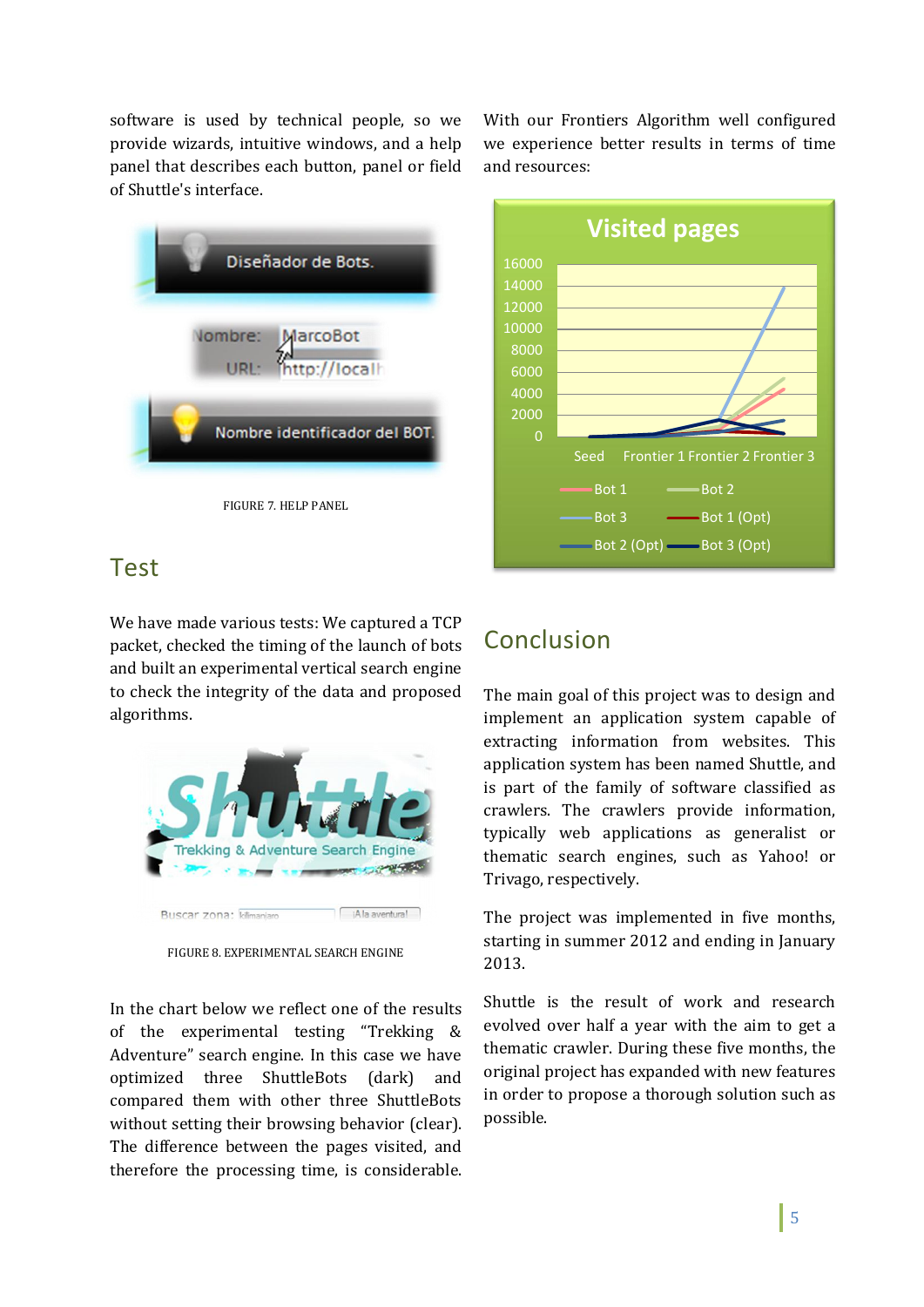software is used by technical people, so we provide wizards, intuitive windows, and a help panel that describes each button, panel or field of Shuttle's interface.

FIGURE 7. HELP PANEL

## Test

We have made various tests: We captured a TCP packet, checked the timing of the launch of bots and built an experimental vertical search engine to check the integrity of the data and proposed algorithms.

FIGURE 8. EXPERIMENTAL SEARCH ENGINE

In the chart below we reflect one of the results of the experimental testing "Trekking & Adventure" search engine. In this case we have optimized three ShuttleBots (dark) and compared them with other three ShuttleBots without setting their browsing behavior (clear). The difference between the pages visited, and therefore the processing time, is considerable.

With our Frontiers Algorithm well configured we experience better results in terms of time and resources:

## Conclusion

The main goal of this project was to design and implement an application system capable of extracting information from websites. This application system has been named Shuttle, and is part of the family of software classified as crawlers. The crawlers provide information, typically web applications as generalist or thematic search engines, such as Yahoo! or Trivago, respectively.

The project was implemented in five months, starting in summer 2012 and ending in January 2013.

Shuttle is the result of work and research evolved over half a year with the aim to get a thematic crawler. During these five months, the original project has expanded with new features in order to propose a thorough solution such as possible.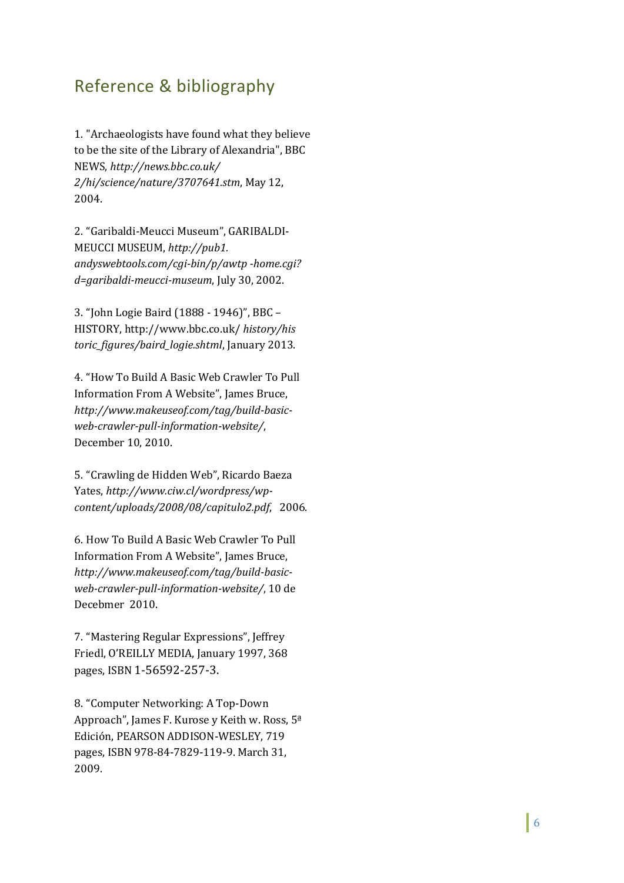## Reference & bibliography

1. "Archaeologists have found what they believe to be the site of the Library of Alexandria", BBC NEWS, *http://news.bbc.co.uk/ 2/hi/science/nature/3707641.stm*, May 12, 2004.

2. "Garibaldi-Meucci Museum", GARIBALDI-MEUCCI MUSEUM, *http://pub1. andyswebtools.com/cgi-bin/p/awtp -home.cgi? d=garibaldi-meucci-museum*, July 30, 2002.

3. "John Logie Baird (1888 - 1946)", BBC – HISTORY, http://www.bbc.co.uk/ *history/his toric_figures/baird_logie.shtml*, January 2013.

4. "How To Build A Basic Web Crawler To Pull Information From A Website", James Bruce, *http://www.makeuseof.com/tag/build-basic-web-crawler-pull-information-website/*, December 10, 2010.

5. "Crawling de Hidden Web", Ricardo Baeza Yates, *http://www.ciw.cl/wordpress/wp-content/uploads/2008/08/capitulo2.pdf*, 2006.

6. How To Build A Basic Web Crawler To Pull Information From A Website", James Bruce, *http://www.makeuseof.com/tag/build-basic-web-crawler-pull-information-website/*, 10 de Decebmer 2010.

7. "Mastering Regular Expressions", Jeffrey Friedl, O'REILLY MEDIA, January 1997, 368 pages, ISBN 1-56592-257-3.

8. "Computer Networking: A Top-Down Approach", James F. Kurose y Keith w. Ross, 5ª Edición, PEARSON ADDISON-WESLEY, 719 pages, ISBN 978-84-7829-119-9. March 31, 2009.